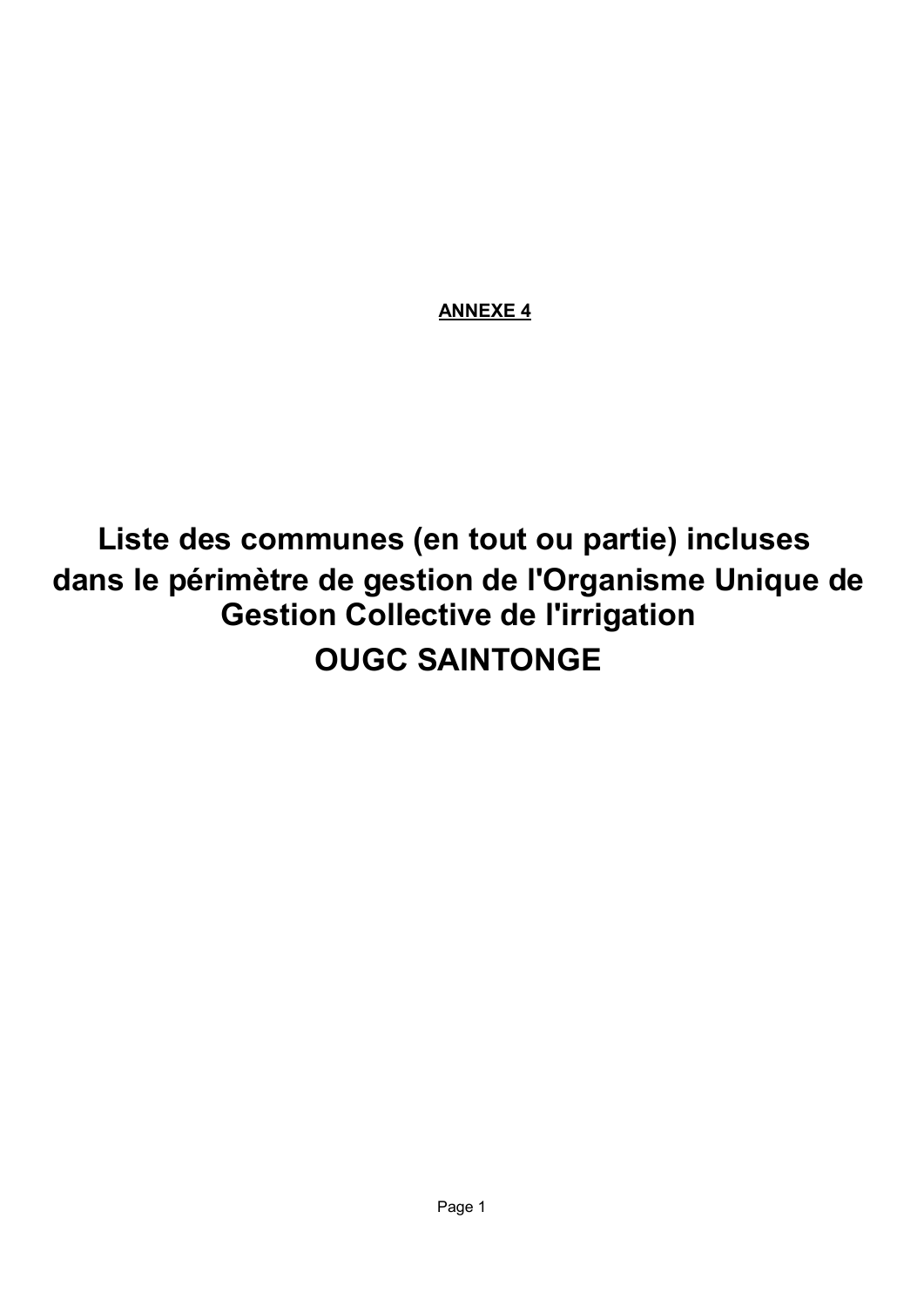**ANNEXE 4**

# Liste des communes (en tout ou partie) incluses dans le périmètre de gestion de l'Organisme Unique de Gestion Collective de l'irrigation

# OUGC SAINTONGE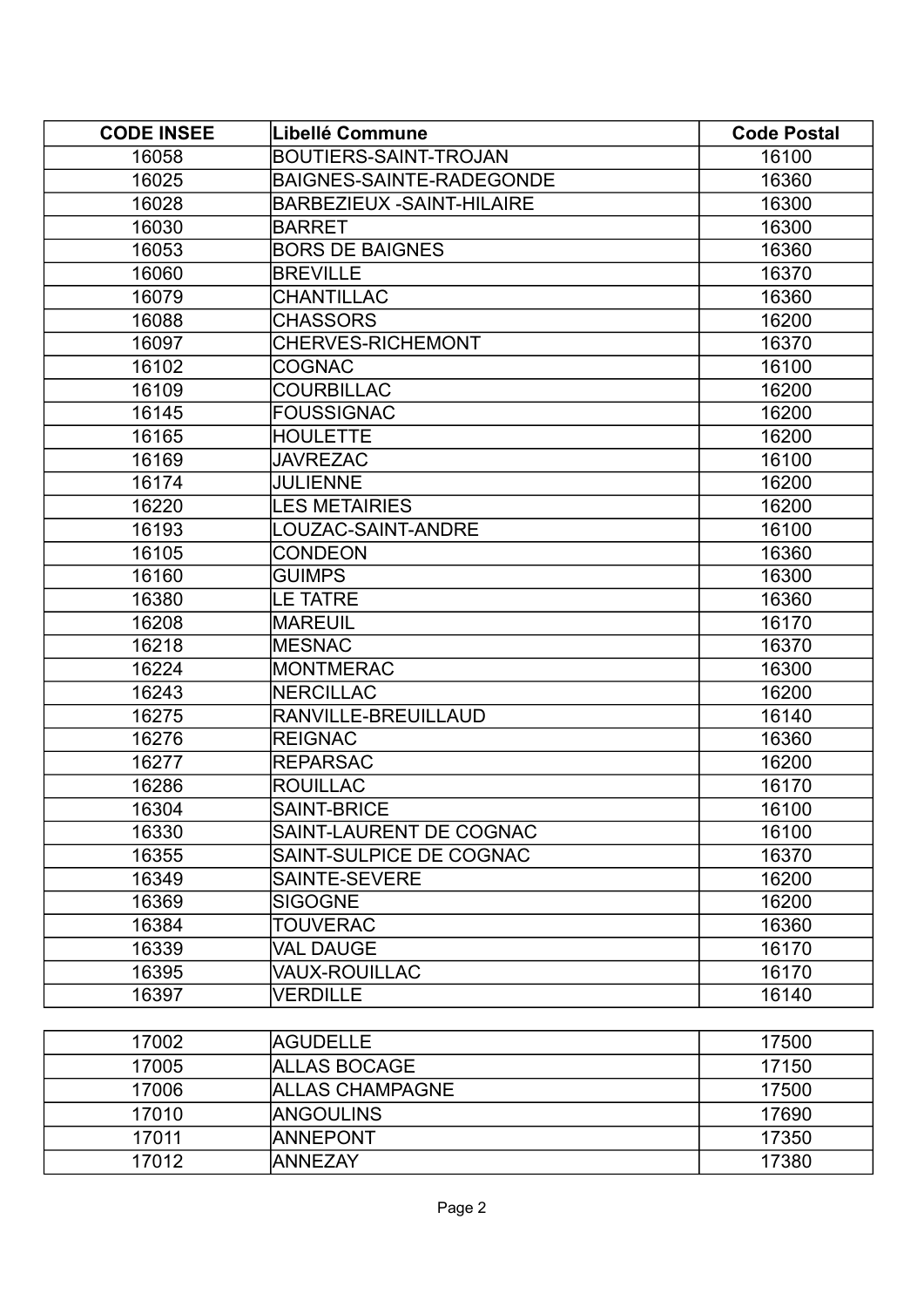| CODE INSEE | Libellé Commune | Code Postal |
| --- | --- | --- |
| 16058 | BOUTIERS-SAINT-TROJAN | 16100 |
| 16025 | BAIGNES-SAINTE-RADEGONDE | 16360 |
| 16028 | BARBEZIEUX -SAINT-HILAIRE | 16300 |
| 16030 | BARRET | 16300 |
| 16053 | BORS DE BAIGNES | 16360 |
| 16060 | BREVILLE | 16370 |
| 16079 | CHANTILLAC | 16360 |
| 16088 | CHASSORS | 16200 |
| 16097 | CHERVES-RICHEMONT | 16370 |
| 16102 | COGNAC | 16100 |
| 16109 | COURBILLAC | 16200 |
| 16145 | FOUSSIGNAC | 16200 |
| 16165 | HOULETTE | 16200 |
| 16169 | JAVREZAC | 16100 |
| 16174 | JULIENNE | 16200 |
| 16220 | LES METAIRIES | 16200 |
| 16193 | LOUZAC-SAINT-ANDRE | 16100 |
| 16105 | CONDEON | 16360 |
| 16160 | GUIMPS | 16300 |
| 16380 | LE TATRE | 16360 |
| 16208 | MAREUIL | 16170 |
| 16218 | MESNAC | 16370 |
| 16224 | MONTMERAC | 16300 |
| 16243 | NERCILLAC | 16200 |
| 16275 | RANVILLE-BREUILLAUD | 16140 |
| 16276 | REIGNAC | 16360 |
| 16277 | REPARSAC | 16200 |
| 16286 | ROUILLAC | 16170 |
| 16304 | SAINT-BRICE | 16100 |
| 16330 | SAINT-LAURENT DE COGNAC | 16100 |
| 16355 | SAINT-SULPICE DE COGNAC | 16370 |
| 16349 | SAINTE-SEVERE | 16200 |
| 16369 | SIGOGNE | 16200 |
| 16384 | TOUVERAC | 16360 |
| 16339 | VAL DAUGE | 16170 |
| 16395 | VAUX-ROUILLAC | 16170 |
| 16397 | VERDILLE | 16140 |

| | | |
| --- | --- | --- |
| 17002 | AGUDELLE | 17500 |
| 17005 | ALLAS BOCAGE | 17150 |
| 17006 | ALLAS CHAMPAGNE | 17500 |
| 17010 | ANGOULINS | 17690 |
| 17011 | ANNEPONT | 17350 |
| 17012 | ANNEZAY | 17380 |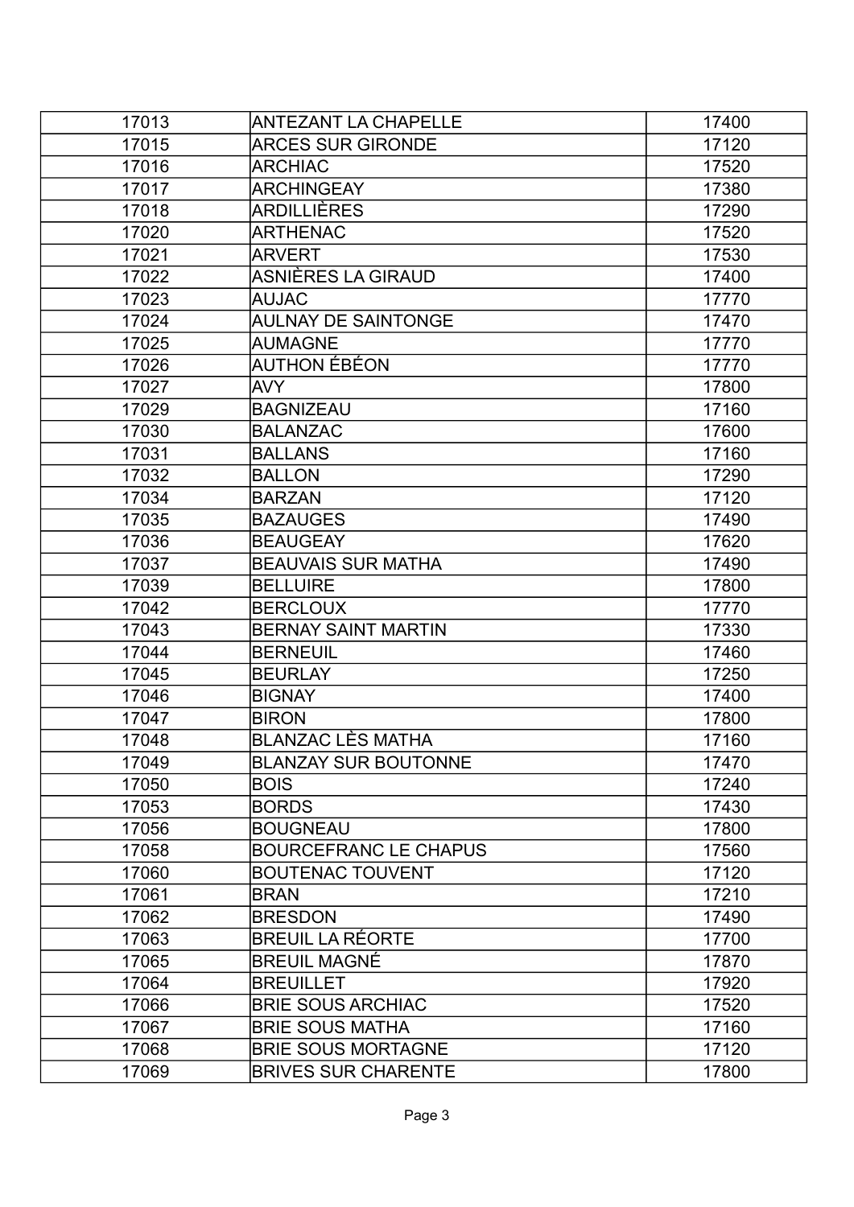| | | |
|---|---|---|
| 17013 | ANTEZANT LA CHAPELLE | 17400 |
| 17015 | ARCES SUR GIRONDE | 17120 |
| 17016 | ARCHIAC | 17520 |
| 17017 | ARCHINGEAY | 17380 |
| 17018 | ARDILLIÈRES | 17290 |
| 17020 | ARTHENAC | 17520 |
| 17021 | ARVERT | 17530 |
| 17022 | ASNIÈRES LA GIRAUD | 17400 |
| 17023 | AUJAC | 17770 |
| 17024 | AULNAY DE SAINTONGE | 17470 |
| 17025 | AUMAGNE | 17770 |
| 17026 | AUTHON ÉBÉON | 17770 |
| 17027 | AVY | 17800 |
| 17029 | BAGNIZEAU | 17160 |
| 17030 | BALANZAC | 17600 |
| 17031 | BALLANS | 17160 |
| 17032 | BALLON | 17290 |
| 17034 | BARZAN | 17120 |
| 17035 | BAZAUGES | 17490 |
| 17036 | BEAUGEAY | 17620 |
| 17037 | BEAUVAIS SUR MATHA | 17490 |
| 17039 | BELLUIRE | 17800 |
| 17042 | BERCLOUX | 17770 |
| 17043 | BERNAY SAINT MARTIN | 17330 |
| 17044 | BERNEUIL | 17460 |
| 17045 | BEURLAY | 17250 |
| 17046 | BIGNAY | 17400 |
| 17047 | BIRON | 17800 |
| 17048 | BLANZAC LÈS MATHA | 17160 |
| 17049 | BLANZAY SUR BOUTONNE | 17470 |
| 17050 | BOIS | 17240 |
| 17053 | BORDS | 17430 |
| 17056 | BOUGNEAU | 17800 |
| 17058 | BOURCEFRANC LE CHAPUS | 17560 |
| 17060 | BOUTENAC TOUVENT | 17120 |
| 17061 | BRAN | 17210 |
| 17062 | BRESDON | 17490 |
| 17063 | BREUIL LA RÉORTE | 17700 |
| 17065 | BREUIL MAGNÉ | 17870 |
| 17064 | BREUILLET | 17920 |
| 17066 | BRIE SOUS ARCHIAC | 17520 |
| 17067 | BRIE SOUS MATHA | 17160 |
| 17068 | BRIE SOUS MORTAGNE | 17120 |
| 17069 | BRIVES SUR CHARENTE | 17800 |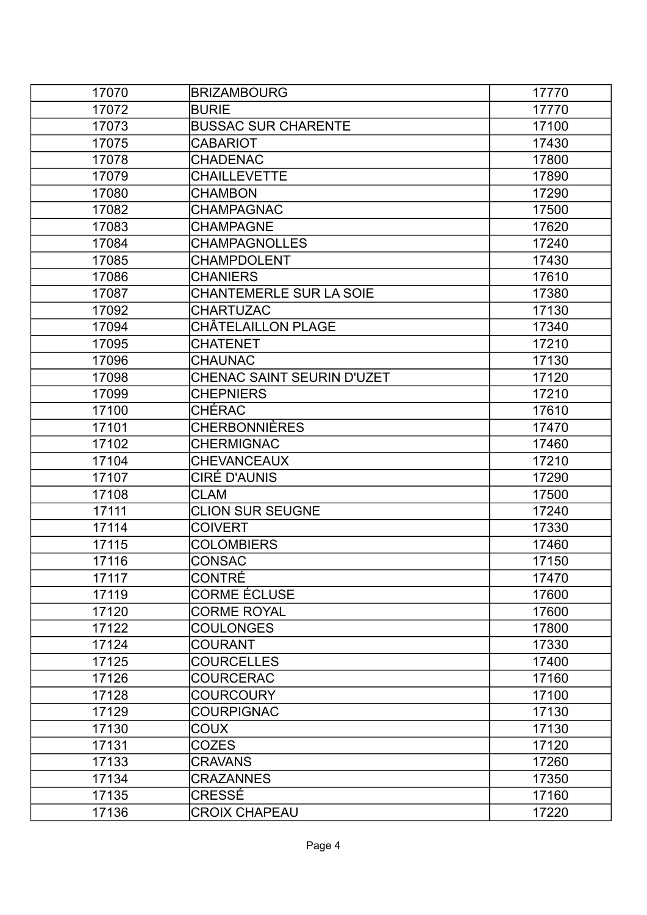| 17070 | BRIZAMBOURG | 17770 |
|---|---|---|
| 17072 | BURIE | 17770 |
| 17073 | BUSSAC SUR CHARENTE | 17100 |
| 17075 | CABARIOT | 17430 |
| 17078 | CHADENAC | 17800 |
| 17079 | CHAILLEVETTE | 17890 |
| 17080 | CHAMBON | 17290 |
| 17082 | CHAMPAGNAC | 17500 |
| 17083 | CHAMPAGNE | 17620 |
| 17084 | CHAMPAGNOLLES | 17240 |
| 17085 | CHAMPDOLENT | 17430 |
| 17086 | CHANIERS | 17610 |
| 17087 | CHANTEMERLE SUR LA SOIE | 17380 |
| 17092 | CHARTUZAC | 17130 |
| 17094 | CHÂTELAILLON PLAGE | 17340 |
| 17095 | CHATENET | 17210 |
| 17096 | CHAUNAC | 17130 |
| 17098 | CHENAC SAINT SEURIN D'UZET | 17120 |
| 17099 | CHEPNIERS | 17210 |
| 17100 | CHÉRAC | 17610 |
| 17101 | CHERBONNIÈRES | 17470 |
| 17102 | CHERMIGNAC | 17460 |
| 17104 | CHEVANCEAUX | 17210 |
| 17107 | CIRÉ D'AUNIS | 17290 |
| 17108 | CLAM | 17500 |
| 17111 | CLION SUR SEUGNE | 17240 |
| 17114 | COIVERT | 17330 |
| 17115 | COLOMBIERS | 17460 |
| 17116 | CONSAC | 17150 |
| 17117 | CONTRÉ | 17470 |
| 17119 | CORME ÉCLUSE | 17600 |
| 17120 | CORME ROYAL | 17600 |
| 17122 | COULONGES | 17800 |
| 17124 | COURANT | 17330 |
| 17125 | COURCELLES | 17400 |
| 17126 | COURCERAC | 17160 |
| 17128 | COURCOURY | 17100 |
| 17129 | COURPIGNAC | 17130 |
| 17130 | COUX | 17130 |
| 17131 | COZES | 17120 |
| 17133 | CRAVANS | 17260 |
| 17134 | CRAZANNES | 17350 |
| 17135 | CRESSÉ | 17160 |
| 17136 | CROIX CHAPEAU | 17220 |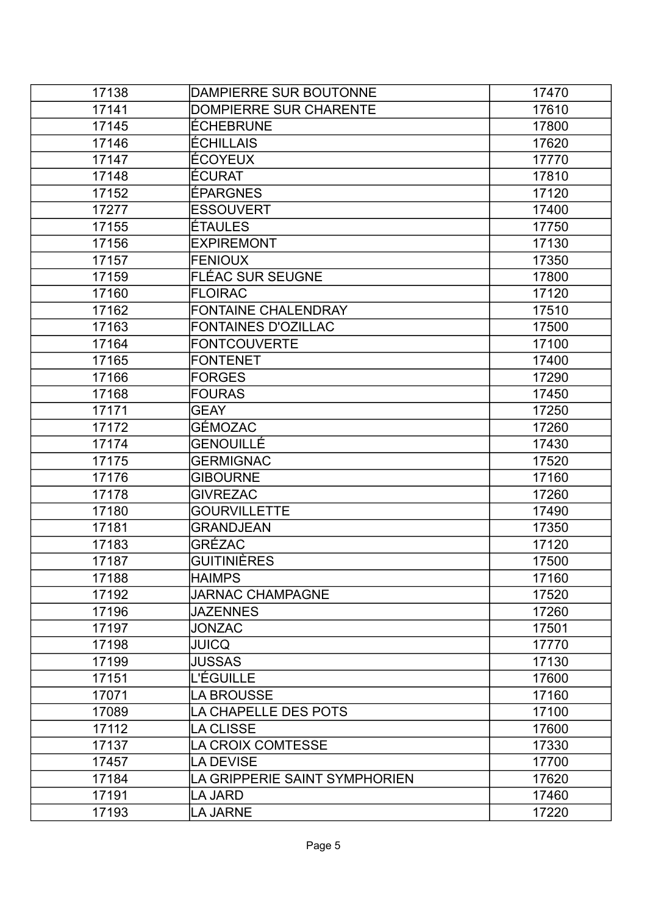| | | |
|---|---|---|
| 17138 | DAMPIERRE SUR BOUTONNE | 17470 |
| 17141 | DOMPIERRE SUR CHARENTE | 17610 |
| 17145 | ÉCHEBRUNE | 17800 |
| 17146 | ÉCHILLAIS | 17620 |
| 17147 | ÉCOYEUX | 17770 |
| 17148 | ÉCURAT | 17810 |
| 17152 | ÉPARGNES | 17120 |
| 17277 | ESSOUVERT | 17400 |
| 17155 | ÉTAULES | 17750 |
| 17156 | EXPIREMONT | 17130 |
| 17157 | FENIOUX | 17350 |
| 17159 | FLÉAC SUR SEUGNE | 17800 |
| 17160 | FLOIRAC | 17120 |
| 17162 | FONTAINE CHALENDRAY | 17510 |
| 17163 | FONTAINES D'OZILLAC | 17500 |
| 17164 | FONTCOUVERTE | 17100 |
| 17165 | FONTENET | 17400 |
| 17166 | FORGES | 17290 |
| 17168 | FOURAS | 17450 |
| 17171 | GEAY | 17250 |
| 17172 | GÉMOZAC | 17260 |
| 17174 | GENOUILLÉ | 17430 |
| 17175 | GERMIGNAC | 17520 |
| 17176 | GIBOURNE | 17160 |
| 17178 | GIVREZAC | 17260 |
| 17180 | GOURVILLETTE | 17490 |
| 17181 | GRANDJEAN | 17350 |
| 17183 | GRÉZAC | 17120 |
| 17187 | GUITINIÈRES | 17500 |
| 17188 | HAIMPS | 17160 |
| 17192 | JARNAC CHAMPAGNE | 17520 |
| 17196 | JAZENNES | 17260 |
| 17197 | JONZAC | 17501 |
| 17198 | JUICQ | 17770 |
| 17199 | JUSSAS | 17130 |
| 17151 | L'ÉGUILLE | 17600 |
| 17071 | LA BROUSSE | 17160 |
| 17089 | LA CHAPELLE DES POTS | 17100 |
| 17112 | LA CLISSE | 17600 |
| 17137 | LA CROIX COMTESSE | 17330 |
| 17457 | LA DEVISE | 17700 |
| 17184 | LA GRIPPERIE SAINT SYMPHORIEN | 17620 |
| 17191 | LA JARD | 17460 |
| 17193 | LA JARNE | 17220 |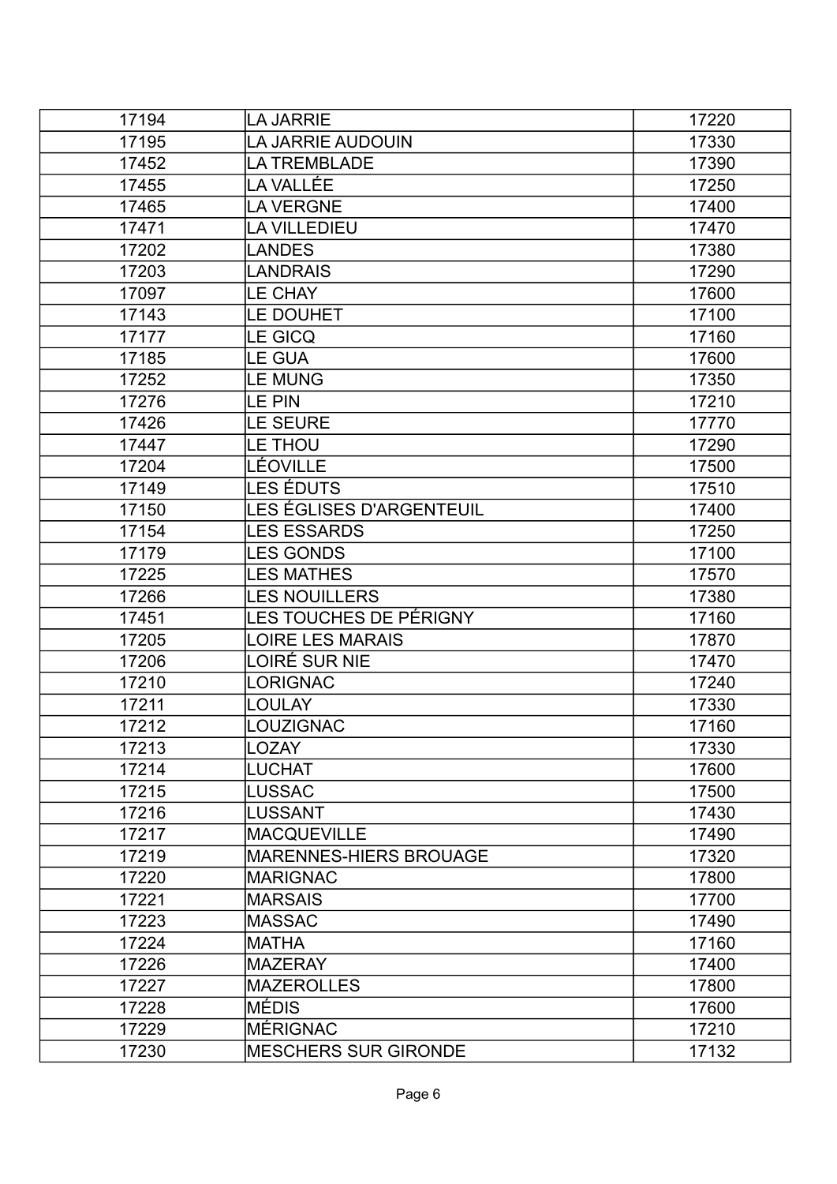| 17194 | LA JARRIE | 17220 |
|---|---|---|
| 17195 | LA JARRIE AUDOUIN | 17330 |
| 17452 | LA TREMBLADE | 17390 |
| 17455 | LA VALLÉE | 17250 |
| 17465 | LA VERGNE | 17400 |
| 17471 | LA VILLEDIEU | 17470 |
| 17202 | LANDES | 17380 |
| 17203 | LANDRAIS | 17290 |
| 17097 | LE CHAY | 17600 |
| 17143 | LE DOUHET | 17100 |
| 17177 | LE GICQ | 17160 |
| 17185 | LE GUA | 17600 |
| 17252 | LE MUNG | 17350 |
| 17276 | LE PIN | 17210 |
| 17426 | LE SEURE | 17770 |
| 17447 | LE THOU | 17290 |
| 17204 | LÉOVILLE | 17500 |
| 17149 | LES ÉDUTS | 17510 |
| 17150 | LES ÉGLISES D'ARGENTEUIL | 17400 |
| 17154 | LES ESSARDS | 17250 |
| 17179 | LES GONDS | 17100 |
| 17225 | LES MATHES | 17570 |
| 17266 | LES NOUILLERS | 17380 |
| 17451 | LES TOUCHES DE PÉRIGNY | 17160 |
| 17205 | LOIRE LES MARAIS | 17870 |
| 17206 | LOIRÉ SUR NIE | 17470 |
| 17210 | LORIGNAC | 17240 |
| 17211 | LOULAY | 17330 |
| 17212 | LOUZIGNAC | 17160 |
| 17213 | LOZAY | 17330 |
| 17214 | LUCHAT | 17600 |
| 17215 | LUSSAC | 17500 |
| 17216 | LUSSANT | 17430 |
| 17217 | MACQUEVILLE | 17490 |
| 17219 | MARENNES-HIERS BROUAGE | 17320 |
| 17220 | MARIGNAC | 17800 |
| 17221 | MARSAIS | 17700 |
| 17223 | MASSAC | 17490 |
| 17224 | MATHA | 17160 |
| 17226 | MAZERAY | 17400 |
| 17227 | MAZEROLLES | 17800 |
| 17228 | MÉDIS | 17600 |
| 17229 | MÉRIGNAC | 17210 |
| 17230 | MESCHERS SUR GIRONDE | 17132 |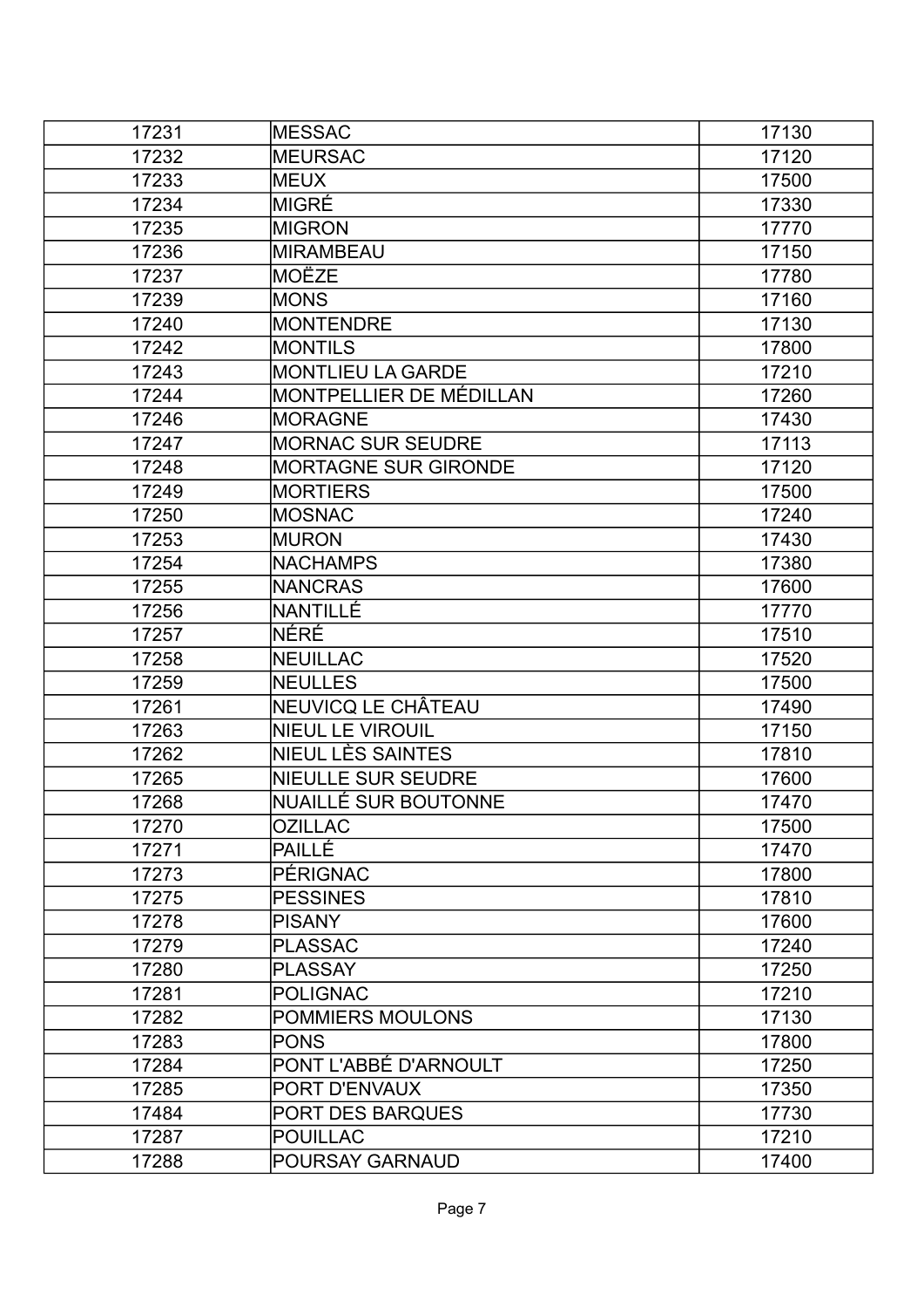| | | |
|---|---|---|
| 17231 | MESSAC | 17130 |
| 17232 | MEURSAC | 17120 |
| 17233 | MEUX | 17500 |
| 17234 | MIGRÉ | 17330 |
| 17235 | MIGRON | 17770 |
| 17236 | MIRAMBEAU | 17150 |
| 17237 | MOËZE | 17780 |
| 17239 | MONS | 17160 |
| 17240 | MONTENDRE | 17130 |
| 17242 | MONTILS | 17800 |
| 17243 | MONTLIEU LA GARDE | 17210 |
| 17244 | MONTPELLIER DE MÉDILLAN | 17260 |
| 17246 | MORAGNE | 17430 |
| 17247 | MORNAC SUR SEUDRE | 17113 |
| 17248 | MORTAGNE SUR GIRONDE | 17120 |
| 17249 | MORTIERS | 17500 |
| 17250 | MOSNAC | 17240 |
| 17253 | MURON | 17430 |
| 17254 | NACHAMPS | 17380 |
| 17255 | NANCRAS | 17600 |
| 17256 | NANTILLÉ | 17770 |
| 17257 | NÉRÉ | 17510 |
| 17258 | NEUILLAC | 17520 |
| 17259 | NEULLES | 17500 |
| 17261 | NEUVICQ LE CHÂTEAU | 17490 |
| 17263 | NIEUL LE VIROUIL | 17150 |
| 17262 | NIEUL LÈS SAINTES | 17810 |
| 17265 | NIEULLE SUR SEUDRE | 17600 |
| 17268 | NUAILLÉ SUR BOUTONNE | 17470 |
| 17270 | OZILLAC | 17500 |
| 17271 | PAILLÉ | 17470 |
| 17273 | PÉRIGNAC | 17800 |
| 17275 | PESSINES | 17810 |
| 17278 | PISANY | 17600 |
| 17279 | PLASSAC | 17240 |
| 17280 | PLASSAY | 17250 |
| 17281 | POLIGNAC | 17210 |
| 17282 | POMMIERS MOULONS | 17130 |
| 17283 | PONS | 17800 |
| 17284 | PONT L'ABBÉ D'ARNOULT | 17250 |
| 17285 | PORT D'ENVAUX | 17350 |
| 17484 | PORT DES BARQUES | 17730 |
| 17287 | POUILLAC | 17210 |
| 17288 | POURSAY GARNAUD | 17400 |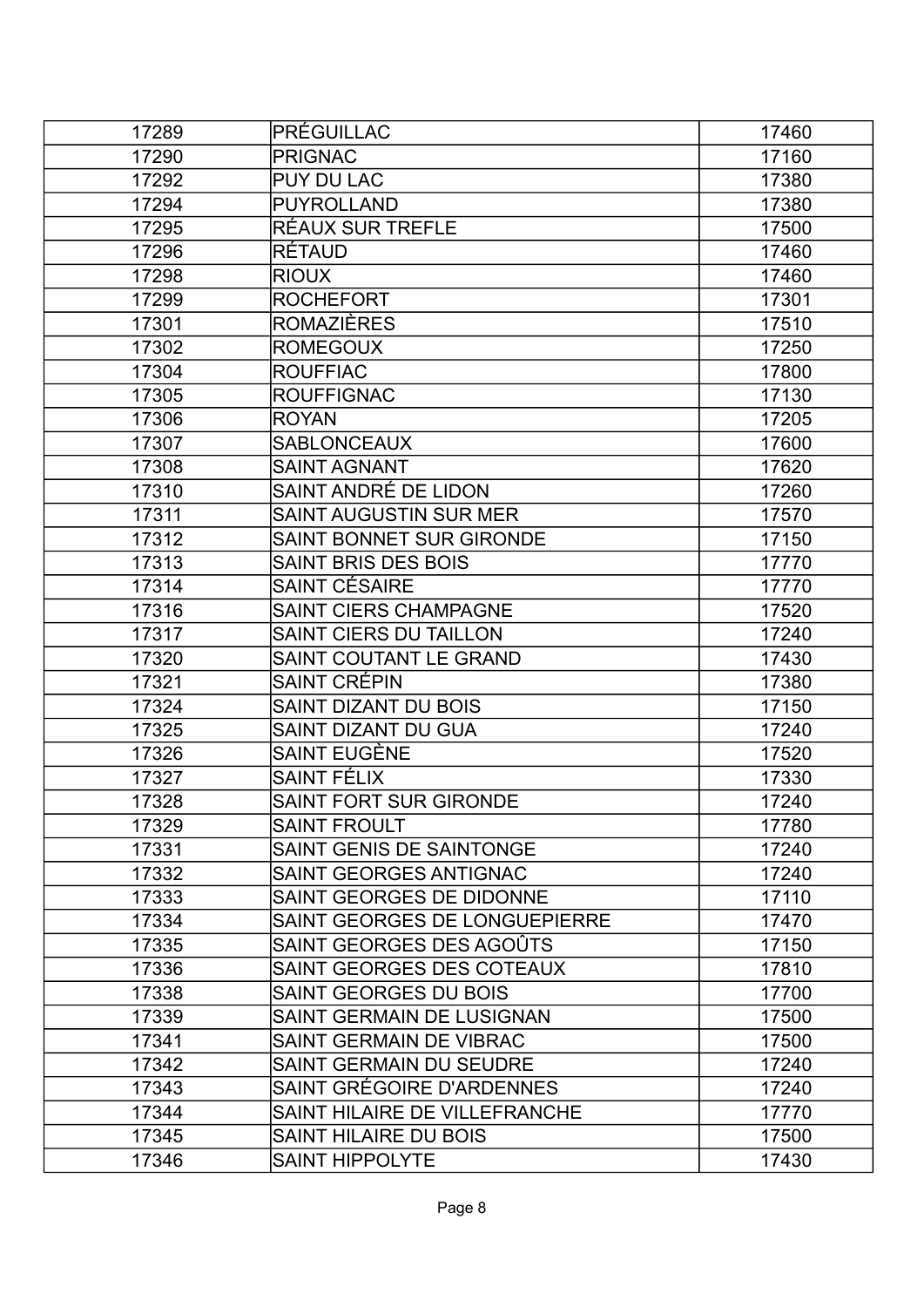| 17289 | PRÉGUILLAC | 17460 |
|---|---|---|
| 17290 | PRIGNAC | 17160 |
| 17292 | PUY DU LAC | 17380 |
| 17294 | PUYROLLAND | 17380 |
| 17295 | RÉAUX SUR TREFLE | 17500 |
| 17296 | RÉTAUD | 17460 |
| 17298 | RIOUX | 17460 |
| 17299 | ROCHEFORT | 17301 |
| 17301 | ROMAZIÈRES | 17510 |
| 17302 | ROMEGOUX | 17250 |
| 17304 | ROUFFIAC | 17800 |
| 17305 | ROUFFIGNAC | 17130 |
| 17306 | ROYAN | 17205 |
| 17307 | SABLONCEAUX | 17600 |
| 17308 | SAINT AGNANT | 17620 |
| 17310 | SAINT ANDRÉ DE LIDON | 17260 |
| 17311 | SAINT AUGUSTIN SUR MER | 17570 |
| 17312 | SAINT BONNET SUR GIRONDE | 17150 |
| 17313 | SAINT BRIS DES BOIS | 17770 |
| 17314 | SAINT CÉSAIRE | 17770 |
| 17316 | SAINT CIERS CHAMPAGNE | 17520 |
| 17317 | SAINT CIERS DU TAILLON | 17240 |
| 17320 | SAINT COUTANT LE GRAND | 17430 |
| 17321 | SAINT CRÉPIN | 17380 |
| 17324 | SAINT DIZANT DU BOIS | 17150 |
| 17325 | SAINT DIZANT DU GUA | 17240 |
| 17326 | SAINT EUGÈNE | 17520 |
| 17327 | SAINT FÉLIX | 17330 |
| 17328 | SAINT FORT SUR GIRONDE | 17240 |
| 17329 | SAINT FROULT | 17780 |
| 17331 | SAINT GENIS DE SAINTONGE | 17240 |
| 17332 | SAINT GEORGES ANTIGNAC | 17240 |
| 17333 | SAINT GEORGES DE DIDONNE | 17110 |
| 17334 | SAINT GEORGES DE LONGUEPIERRE | 17470 |
| 17335 | SAINT GEORGES DES AGOÛTS | 17150 |
| 17336 | SAINT GEORGES DES COTEAUX | 17810 |
| 17338 | SAINT GEORGES DU BOIS | 17700 |
| 17339 | SAINT GERMAIN DE LUSIGNAN | 17500 |
| 17341 | SAINT GERMAIN DE VIBRAC | 17500 |
| 17342 | SAINT GERMAIN DU SEUDRE | 17240 |
| 17343 | SAINT GRÉGOIRE D'ARDENNES | 17240 |
| 17344 | SAINT HILAIRE DE VILLEFRANCHE | 17770 |
| 17345 | SAINT HILAIRE DU BOIS | 17500 |
| 17346 | SAINT HIPPOLYTE | 17430 |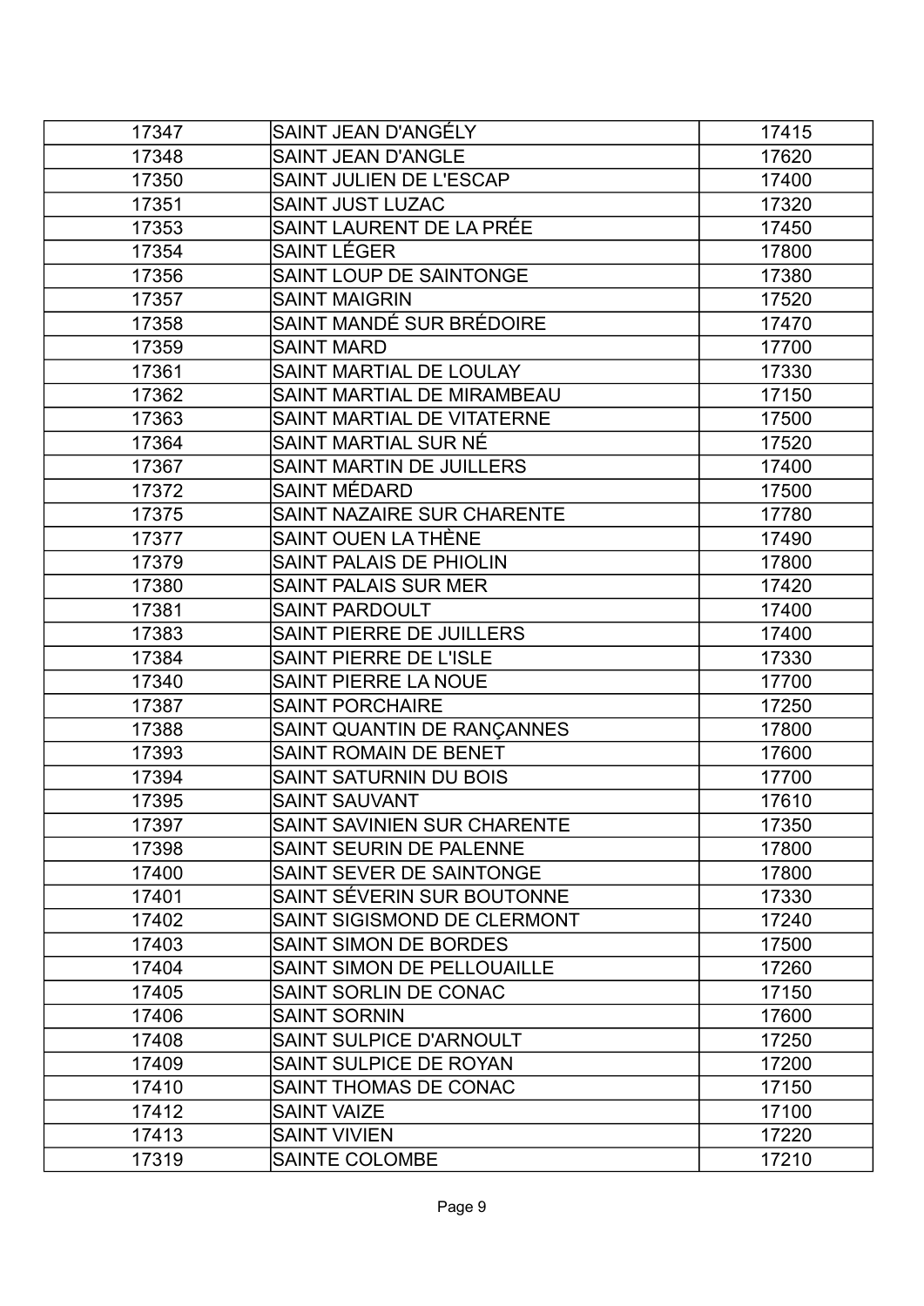| 17347 | SAINT JEAN D'ANGÉLY | 17415 |
|---|---|---|
| 17348 | SAINT JEAN D'ANGLE | 17620 |
| 17350 | SAINT JULIEN DE L'ESCAP | 17400 |
| 17351 | SAINT JUST LUZAC | 17320 |
| 17353 | SAINT LAURENT DE LA PRÉE | 17450 |
| 17354 | SAINT LÉGER | 17800 |
| 17356 | SAINT LOUP DE SAINTONGE | 17380 |
| 17357 | SAINT MAIGRIN | 17520 |
| 17358 | SAINT MANDÉ SUR BRÉDOIRE | 17470 |
| 17359 | SAINT MARD | 17700 |
| 17361 | SAINT MARTIAL DE LOULAY | 17330 |
| 17362 | SAINT MARTIAL DE MIRAMBEAU | 17150 |
| 17363 | SAINT MARTIAL DE VITATERNE | 17500 |
| 17364 | SAINT MARTIAL SUR NÉ | 17520 |
| 17367 | SAINT MARTIN DE JUILLERS | 17400 |
| 17372 | SAINT MÉDARD | 17500 |
| 17375 | SAINT NAZAIRE SUR CHARENTE | 17780 |
| 17377 | SAINT OUEN LA THÈNE | 17490 |
| 17379 | SAINT PALAIS DE PHIOLIN | 17800 |
| 17380 | SAINT PALAIS SUR MER | 17420 |
| 17381 | SAINT PARDOULT | 17400 |
| 17383 | SAINT PIERRE DE JUILLERS | 17400 |
| 17384 | SAINT PIERRE DE L'ISLE | 17330 |
| 17340 | SAINT PIERRE LA NOUE | 17700 |
| 17387 | SAINT PORCHAIRE | 17250 |
| 17388 | SAINT QUANTIN DE RANÇANNES | 17800 |
| 17393 | SAINT ROMAIN DE BENET | 17600 |
| 17394 | SAINT SATURNIN DU BOIS | 17700 |
| 17395 | SAINT SAUVANT | 17610 |
| 17397 | SAINT SAVINIEN SUR CHARENTE | 17350 |
| 17398 | SAINT SEURIN DE PALENNE | 17800 |
| 17400 | SAINT SEVER DE SAINTONGE | 17800 |
| 17401 | SAINT SÉVERIN SUR BOUTONNE | 17330 |
| 17402 | SAINT SIGISMOND DE CLERMONT | 17240 |
| 17403 | SAINT SIMON DE BORDES | 17500 |
| 17404 | SAINT SIMON DE PELLOUAILLE | 17260 |
| 17405 | SAINT SORLIN DE CONAC | 17150 |
| 17406 | SAINT SORNIN | 17600 |
| 17408 | SAINT SULPICE D'ARNOULT | 17250 |
| 17409 | SAINT SULPICE DE ROYAN | 17200 |
| 17410 | SAINT THOMAS DE CONAC | 17150 |
| 17412 | SAINT VAIZE | 17100 |
| 17413 | SAINT VIVIEN | 17220 |
| 17319 | SAINTE COLOMBE | 17210 |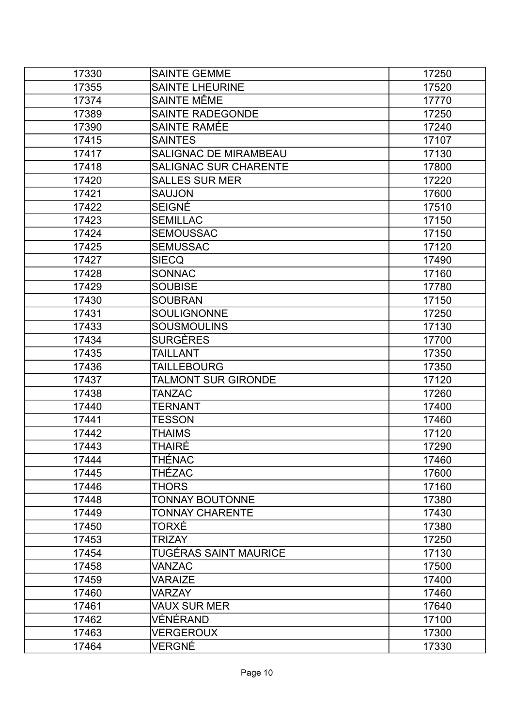| | | |
|---|---|---|
| 17330 | SAINTE GEMME | 17250 |
| 17355 | SAINTE LHEURINE | 17520 |
| 17374 | SAINTE MÊME | 17770 |
| 17389 | SAINTE RADEGONDE | 17250 |
| 17390 | SAINTE RAMÉE | 17240 |
| 17415 | SAINTES | 17107 |
| 17417 | SALIGNAC DE MIRAMBEAU | 17130 |
| 17418 | SALIGNAC SUR CHARENTE | 17800 |
| 17420 | SALLES SUR MER | 17220 |
| 17421 | SAUJON | 17600 |
| 17422 | SEIGNÉ | 17510 |
| 17423 | SEMILLAC | 17150 |
| 17424 | SEMOUSSAC | 17150 |
| 17425 | SEMUSSAC | 17120 |
| 17427 | SIECQ | 17490 |
| 17428 | SONNAC | 17160 |
| 17429 | SOUBISE | 17780 |
| 17430 | SOUBRAN | 17150 |
| 17431 | SOULIGNONNE | 17250 |
| 17433 | SOUSMOULINS | 17130 |
| 17434 | SURGÈRES | 17700 |
| 17435 | TAILLANT | 17350 |
| 17436 | TAILLEBOURG | 17350 |
| 17437 | TALMONT SUR GIRONDE | 17120 |
| 17438 | TANZAC | 17260 |
| 17440 | TERNANT | 17400 |
| 17441 | TESSON | 17460 |
| 17442 | THAIMS | 17120 |
| 17443 | THAIRÉ | 17290 |
| 17444 | THÉNAC | 17460 |
| 17445 | THÉZAC | 17600 |
| 17446 | THORS | 17160 |
| 17448 | TONNAY BOUTONNE | 17380 |
| 17449 | TONNAY CHARENTE | 17430 |
| 17450 | TORXÉ | 17380 |
| 17453 | TRIZAY | 17250 |
| 17454 | TUGÉRAS SAINT MAURICE | 17130 |
| 17458 | VANZAC | 17500 |
| 17459 | VARAIZE | 17400 |
| 17460 | VARZAY | 17460 |
| 17461 | VAUX SUR MER | 17640 |
| 17462 | VÉNÉRAND | 17100 |
| 17463 | VERGEROUX | 17300 |
| 17464 | VERGNÉ | 17330 |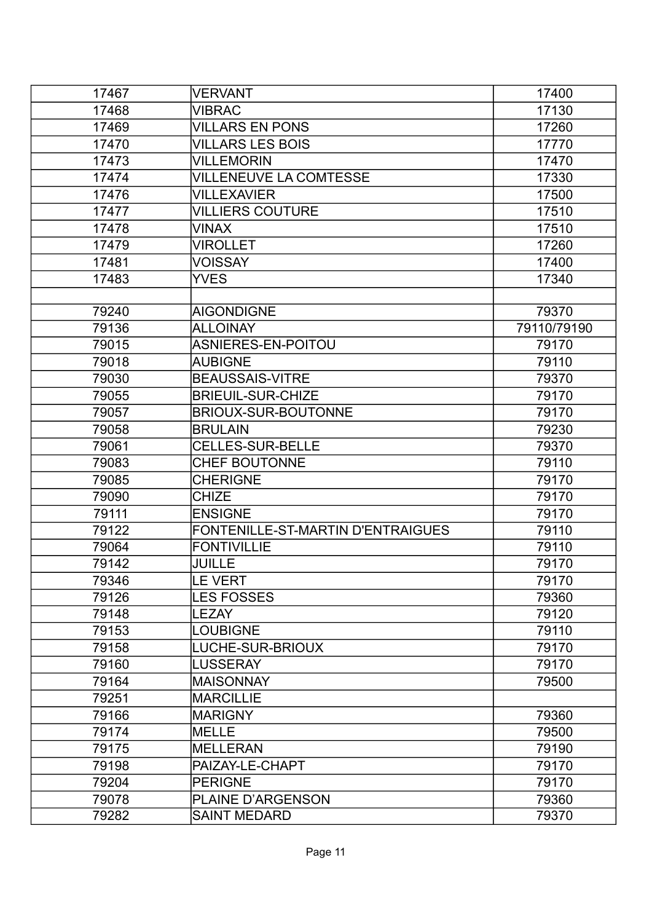| 17467 | VERVANT | 17400 |
|---|---|---|
| 17468 | VIBRAC | 17130 |
| 17469 | VILLARS EN PONS | 17260 |
| 17470 | VILLARS LES BOIS | 17770 |
| 17473 | VILLEMORIN | 17470 |
| 17474 | VILLENEUVE LA COMTESSE | 17330 |
| 17476 | VILLEXAVIER | 17500 |
| 17477 | VILLIERS COUTURE | 17510 |
| 17478 | VINAX | 17510 |
| 17479 | VIROLLET | 17260 |
| 17481 | VOISSAY | 17400 |
| 17483 | YVES | 17340 |
| | | |
| 79240 | AIGONDIGNE | 79370 |
| 79136 | ALLOINAY | 79110/79190 |
| 79015 | ASNIERES-EN-POITOU | 79170 |
| 79018 | AUBIGNE | 79110 |
| 79030 | BEAUSSAIS-VITRE | 79370 |
| 79055 | BRIEUIL-SUR-CHIZE | 79170 |
| 79057 | BRIOUX-SUR-BOUTONNE | 79170 |
| 79058 | BRULAIN | 79230 |
| 79061 | CELLES-SUR-BELLE | 79370 |
| 79083 | CHEF BOUTONNE | 79110 |
| 79085 | CHERIGNE | 79170 |
| 79090 | CHIZE | 79170 |
| 79111 | ENSIGNE | 79170 |
| 79122 | FONTENILLE-ST-MARTIN D'ENTRAIGUES | 79110 |
| 79064 | FONTIVILLIE | 79110 |
| 79142 | JUILLE | 79170 |
| 79346 | LE VERT | 79170 |
| 79126 | LES FOSSES | 79360 |
| 79148 | LEZAY | 79120 |
| 79153 | LOUBIGNE | 79110 |
| 79158 | LUCHE-SUR-BRIOUX | 79170 |
| 79160 | LUSSERAY | 79170 |
| 79164 | MAISONNAY | 79500 |
| 79251 | MARCILLIE | |
| 79166 | MARIGNY | 79360 |
| 79174 | MELLE | 79500 |
| 79175 | MELLERAN | 79190 |
| 79198 | PAIZAY-LE-CHAPT | 79170 |
| 79204 | PERIGNE | 79170 |
| 79078 | PLAINE D'ARGENSON | 79360 |
| 79282 | SAINT MEDARD | 79370 |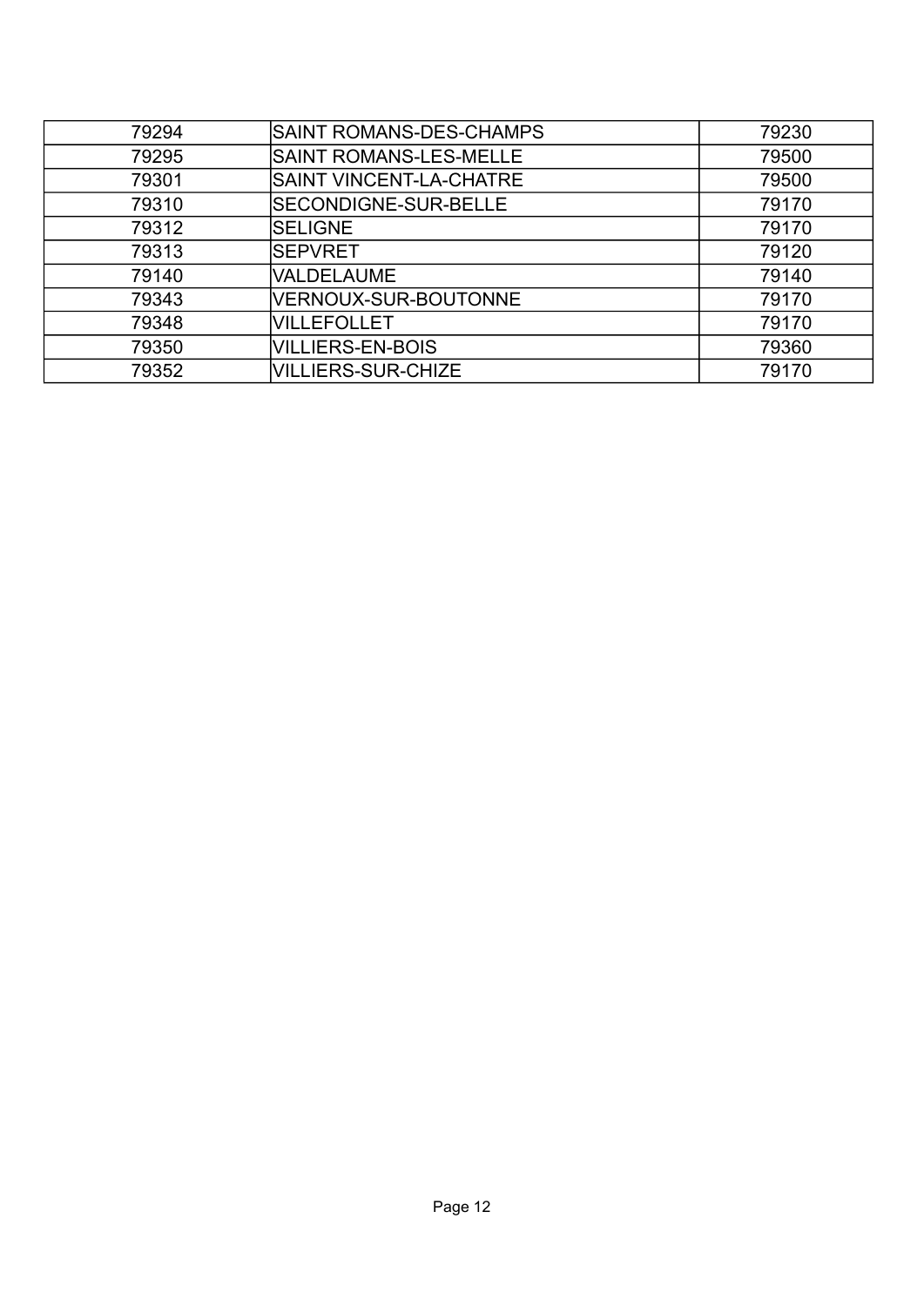| | | |
|---|---|---|
| 79294 | SAINT ROMANS-DES-CHAMPS | 79230 |
| 79295 | SAINT ROMANS-LES-MELLE | 79500 |
| 79301 | SAINT VINCENT-LA-CHATRE | 79500 |
| 79310 | SECONDIGNE-SUR-BELLE | 79170 |
| 79312 | SELIGNE | 79170 |
| 79313 | SEPVRET | 79120 |
| 79140 | VALDELAUME | 79140 |
| 79343 | VERNOUX-SUR-BOUTONNE | 79170 |
| 79348 | VILLEFOLLET | 79170 |
| 79350 | VILLIERS-EN-BOIS | 79360 |
| 79352 | VILLIERS-SUR-CHIZE | 79170 |